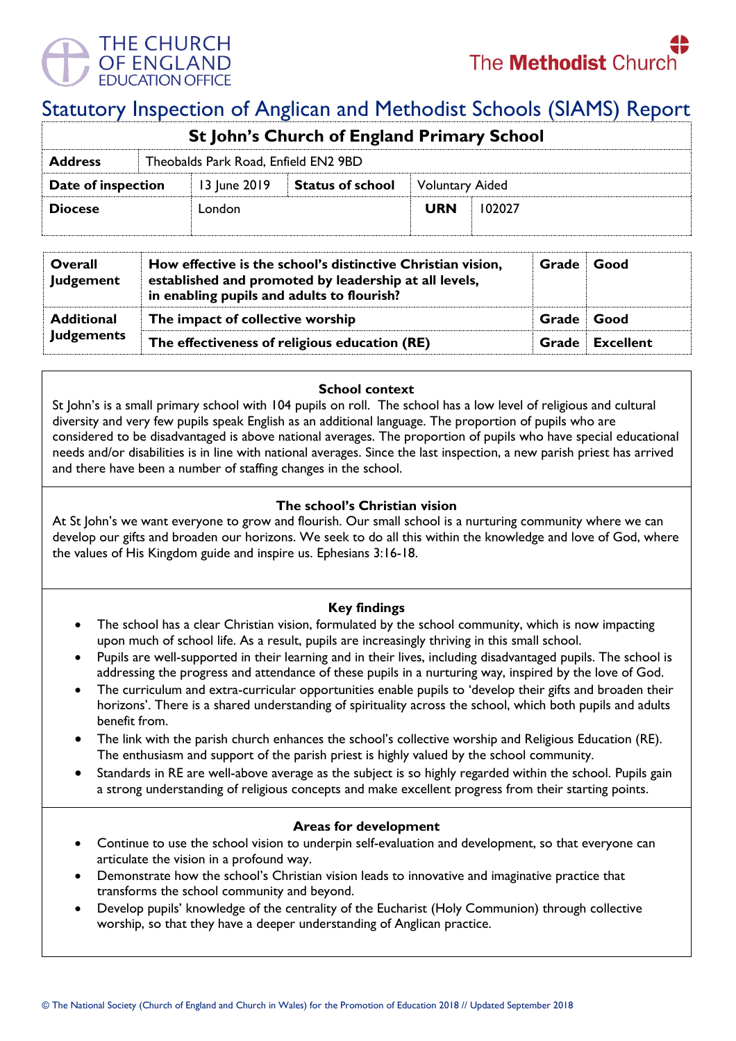THE CHURCH OF ENGLAND EDUCATION OFFICE

The Methodist Church

# Statutory Inspection of Anglican and Methodist Schools (SIAMS) Report

| St John's Church of England Primary School | | | |
|---|---|---|---|
| **Address** | Theobalds Park Road, Enfield EN2 9BD | | |
| **Date of inspection** | 13 June 2019 | **Status of school** | Voluntary Aided |
| **Diocese** | London | **URN** | 102027 |

| | | | |
|---|---|---|---|
| **Overall Judgement** | **How effective is the school's distinctive Christian vision, established and promoted by leadership at all levels, in enabling pupils and adults to flourish?** | **Grade** | **Good** |
| **Additional Judgements** | **The impact of collective worship** | **Grade** | **Good** |
| | **The effectiveness of religious education (RE)** | **Grade** | **Excellent** |

### School context

St John's is a small primary school with 104 pupils on roll. The school has a low level of religious and cultural diversity and very few pupils speak English as an additional language. The proportion of pupils who are considered to be disadvantaged is above national averages. The proportion of pupils who have special educational needs and/or disabilities is in line with national averages. Since the last inspection, a new parish priest has arrived and there have been a number of staffing changes in the school.

### The school's Christian vision

At St John's we want everyone to grow and flourish. Our small school is a nurturing community where we can develop our gifts and broaden our horizons. We seek to do all this within the knowledge and love of God, where the values of His Kingdom guide and inspire us. Ephesians 3:16-18.

### Key findings

- The school has a clear Christian vision, formulated by the school community, which is now impacting upon much of school life. As a result, pupils are increasingly thriving in this small school.
- Pupils are well-supported in their learning and in their lives, including disadvantaged pupils. The school is addressing the progress and attendance of these pupils in a nurturing way, inspired by the love of God.
- The curriculum and extra-curricular opportunities enable pupils to 'develop their gifts and broaden their horizons'. There is a shared understanding of spirituality across the school, which both pupils and adults benefit from.
- The link with the parish church enhances the school's collective worship and Religious Education (RE). The enthusiasm and support of the parish priest is highly valued by the school community.
- Standards in RE are well-above average as the subject is so highly regarded within the school. Pupils gain a strong understanding of religious concepts and make excellent progress from their starting points.

### Areas for development

- Continue to use the school vision to underpin self-evaluation and development, so that everyone can articulate the vision in a profound way.
- Demonstrate how the school's Christian vision leads to innovative and imaginative practice that transforms the school community and beyond.
- Develop pupils' knowledge of the centrality of the Eucharist (Holy Communion) through collective worship, so that they have a deeper understanding of Anglican practice.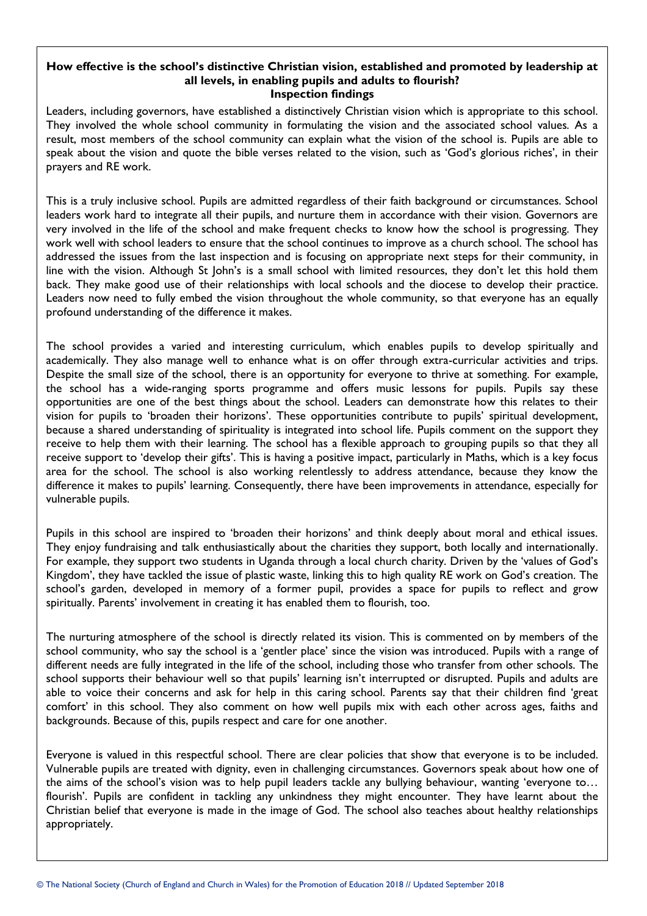**How effective is the school's distinctive Christian vision, established and promoted by leadership at all levels, in enabling pupils and adults to flourish?**

**Inspection findings**

Leaders, including governors, have established a distinctively Christian vision which is appropriate to this school. They involved the whole school community in formulating the vision and the associated school values. As a result, most members of the school community can explain what the vision of the school is. Pupils are able to speak about the vision and quote the bible verses related to the vision, such as 'God's glorious riches', in their prayers and RE work.

This is a truly inclusive school. Pupils are admitted regardless of their faith background or circumstances. School leaders work hard to integrate all their pupils, and nurture them in accordance with their vision. Governors are very involved in the life of the school and make frequent checks to know how the school is progressing. They work well with school leaders to ensure that the school continues to improve as a church school. The school has addressed the issues from the last inspection and is focusing on appropriate next steps for their community, in line with the vision. Although St John's is a small school with limited resources, they don't let this hold them back. They make good use of their relationships with local schools and the diocese to develop their practice. Leaders now need to fully embed the vision throughout the whole community, so that everyone has an equally profound understanding of the difference it makes.

The school provides a varied and interesting curriculum, which enables pupils to develop spiritually and academically. They also manage well to enhance what is on offer through extra-curricular activities and trips. Despite the small size of the school, there is an opportunity for everyone to thrive at something. For example, the school has a wide-ranging sports programme and offers music lessons for pupils. Pupils say these opportunities are one of the best things about the school. Leaders can demonstrate how this relates to their vision for pupils to 'broaden their horizons'. These opportunities contribute to pupils' spiritual development, because a shared understanding of spirituality is integrated into school life. Pupils comment on the support they receive to help them with their learning. The school has a flexible approach to grouping pupils so that they all receive support to 'develop their gifts'. This is having a positive impact, particularly in Maths, which is a key focus area for the school. The school is also working relentlessly to address attendance, because they know the difference it makes to pupils' learning. Consequently, there have been improvements in attendance, especially for vulnerable pupils.

Pupils in this school are inspired to 'broaden their horizons' and think deeply about moral and ethical issues. They enjoy fundraising and talk enthusiastically about the charities they support, both locally and internationally. For example, they support two students in Uganda through a local church charity. Driven by the 'values of God's Kingdom', they have tackled the issue of plastic waste, linking this to high quality RE work on God's creation. The school's garden, developed in memory of a former pupil, provides a space for pupils to reflect and grow spiritually. Parents' involvement in creating it has enabled them to flourish, too.

The nurturing atmosphere of the school is directly related its vision. This is commented on by members of the school community, who say the school is a 'gentler place' since the vision was introduced. Pupils with a range of different needs are fully integrated in the life of the school, including those who transfer from other schools. The school supports their behaviour well so that pupils' learning isn't interrupted or disrupted. Pupils and adults are able to voice their concerns and ask for help in this caring school. Parents say that their children find 'great comfort' in this school. They also comment on how well pupils mix with each other across ages, faiths and backgrounds. Because of this, pupils respect and care for one another.

Everyone is valued in this respectful school. There are clear policies that show that everyone is to be included. Vulnerable pupils are treated with dignity, even in challenging circumstances. Governors speak about how one of the aims of the school's vision was to help pupil leaders tackle any bullying behaviour, wanting 'everyone to… flourish'. Pupils are confident in tackling any unkindness they might encounter. They have learnt about the Christian belief that everyone is made in the image of God. The school also teaches about healthy relationships appropriately.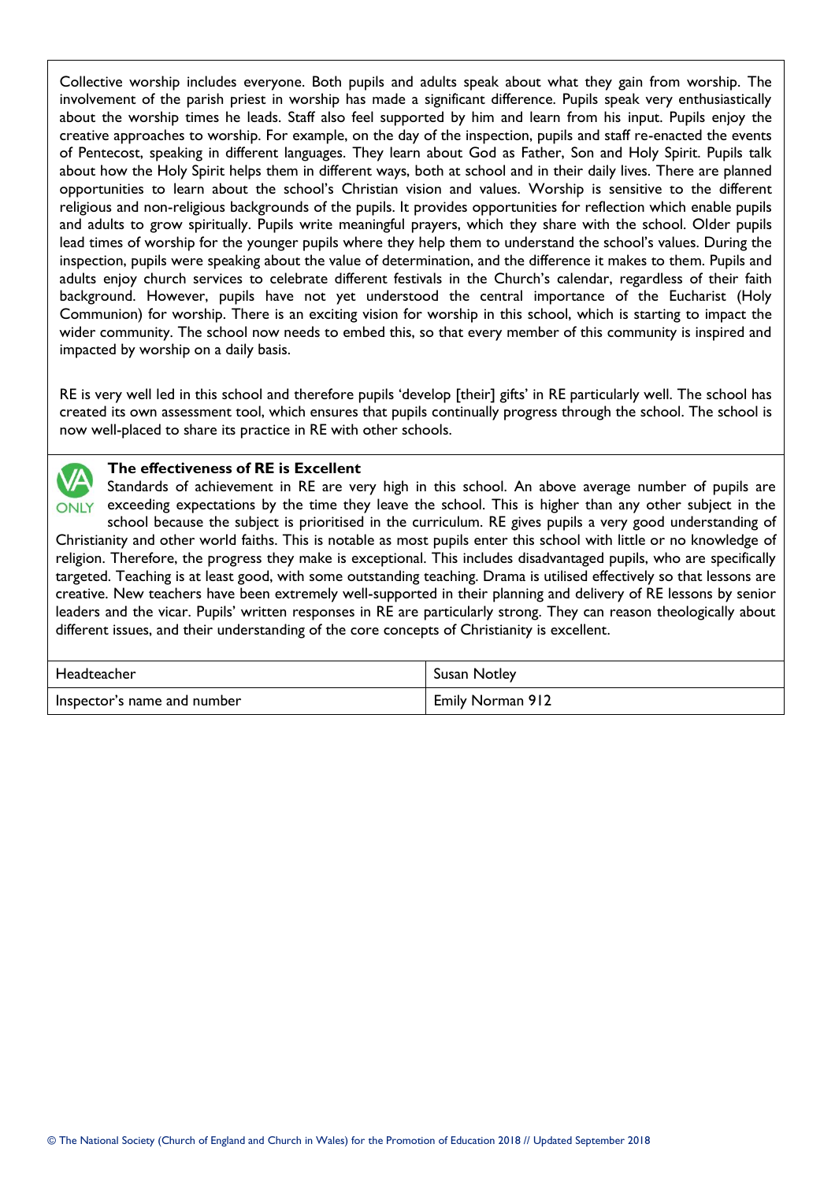Collective worship includes everyone. Both pupils and adults speak about what they gain from worship. The involvement of the parish priest in worship has made a significant difference. Pupils speak very enthusiastically about the worship times he leads. Staff also feel supported by him and learn from his input. Pupils enjoy the creative approaches to worship. For example, on the day of the inspection, pupils and staff re-enacted the events of Pentecost, speaking in different languages. They learn about God as Father, Son and Holy Spirit. Pupils talk about how the Holy Spirit helps them in different ways, both at school and in their daily lives. There are planned opportunities to learn about the school's Christian vision and values. Worship is sensitive to the different religious and non-religious backgrounds of the pupils. It provides opportunities for reflection which enable pupils and adults to grow spiritually. Pupils write meaningful prayers, which they share with the school. Older pupils lead times of worship for the younger pupils where they help them to understand the school's values. During the inspection, pupils were speaking about the value of determination, and the difference it makes to them. Pupils and adults enjoy church services to celebrate different festivals in the Church's calendar, regardless of their faith background. However, pupils have not yet understood the central importance of the Eucharist (Holy Communion) for worship. There is an exciting vision for worship in this school, which is starting to impact the wider community. The school now needs to embed this, so that every member of this community is inspired and impacted by worship on a daily basis.

RE is very well led in this school and therefore pupils 'develop [their] gifts' in RE particularly well. The school has created its own assessment tool, which ensures that pupils continually progress through the school. The school is now well-placed to share its practice in RE with other schools.

VA ONLY

**The effectiveness of RE is Excellent**

Standards of achievement in RE are very high in this school. An above average number of pupils are exceeding expectations by the time they leave the school. This is higher than any other subject in the school because the subject is prioritised in the curriculum. RE gives pupils a very good understanding of Christianity and other world faiths. This is notable as most pupils enter this school with little or no knowledge of religion. Therefore, the progress they make is exceptional. This includes disadvantaged pupils, who are specifically targeted. Teaching is at least good, with some outstanding teaching. Drama is utilised effectively so that lessons are creative. New teachers have been extremely well-supported in their planning and delivery of RE lessons by senior leaders and the vicar. Pupils' written responses in RE are particularly strong. They can reason theologically about different issues, and their understanding of the core concepts of Christianity is excellent.

| | |
|---|---|
| Headteacher | Susan Notley |
| Inspector's name and number | Emily Norman 912 |

© The National Society (Church of England and Church in Wales) for the Promotion of Education 2018 // Updated September 2018